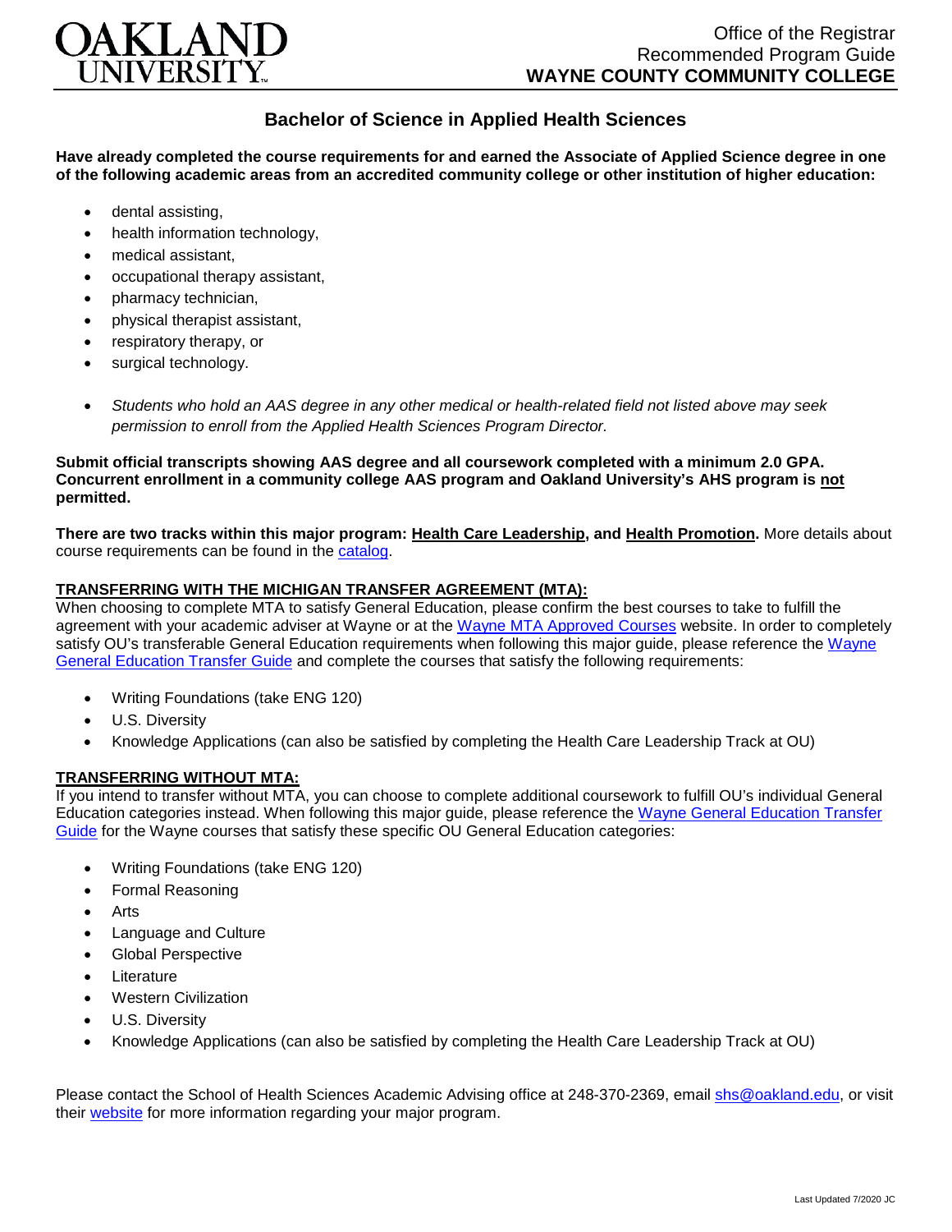OAKLAND UNIVERSITY

Office of the Registrar
Recommended Program Guide
**WAYNE COUNTY COMMUNITY COLLEGE**

# Bachelor of Science in Applied Health Sciences

**Have already completed the course requirements for and earned the Associate of Applied Science degree in one of the following academic areas from an accredited community college or other institution of higher education:**

- dental assisting,
- health information technology,
- medical assistant,
- occupational therapy assistant,
- pharmacy technician,
- physical therapist assistant,
- respiratory therapy, or
- surgical technology.

- *Students who hold an AAS degree in any other medical or health-related field not listed above may seek permission to enroll from the Applied Health Sciences Program Director.*

**Submit official transcripts showing AAS degree and all coursework completed with a minimum 2.0 GPA. Concurrent enrollment in a community college AAS program and Oakland University's AHS program is not permitted.**

**There are two tracks within this major program: Health Care Leadership, and Health Promotion.** More details about course requirements can be found in the catalog.

**TRANSFERRING WITH THE MICHIGAN TRANSFER AGREEMENT (MTA):**

When choosing to complete MTA to satisfy General Education, please confirm the best courses to take to fulfill the agreement with your academic adviser at Wayne or at the Wayne MTA Approved Courses website. In order to completely satisfy OU's transferable General Education requirements when following this major guide, please reference the Wayne General Education Transfer Guide and complete the courses that satisfy the following requirements:

- Writing Foundations (take ENG 120)
- U.S. Diversity
- Knowledge Applications (can also be satisfied by completing the Health Care Leadership Track at OU)

**TRANSFERRING WITHOUT MTA:**

If you intend to transfer without MTA, you can choose to complete additional coursework to fulfill OU's individual General Education categories instead. When following this major guide, please reference the Wayne General Education Transfer Guide for the Wayne courses that satisfy these specific OU General Education categories:

- Writing Foundations (take ENG 120)
- Formal Reasoning
- Arts
- Language and Culture
- Global Perspective
- Literature
- Western Civilization
- U.S. Diversity
- Knowledge Applications (can also be satisfied by completing the Health Care Leadership Track at OU)

Please contact the School of Health Sciences Academic Advising office at 248-370-2369, email shs@oakland.edu, or visit their website for more information regarding your major program.

Last Updated 7/2020 JC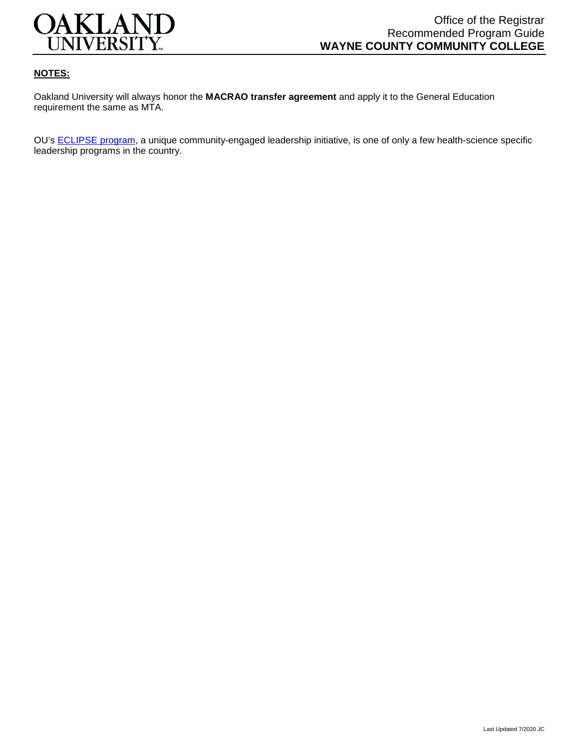**NOTES:**

Oakland University will always honor the **MACRAO transfer agreement** and apply it to the General Education requirement the same as MTA.

OU's ECLIPSE program, a unique community-engaged leadership initiative, is one of only a few health-science specific leadership programs in the country.